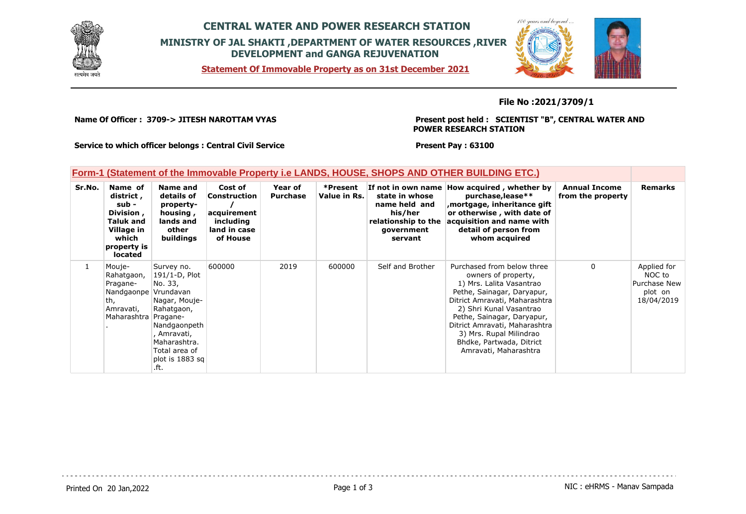# CENTRAL WATER AND POWER RESEARCH STATION

## MINISTRY OF JAL SHAKTI ,DEPARTMENT OF WATER RESOURCES ,RIVER DEVELOPMENT and GANGA REJUVENATION

**Statement Of Immovable Property as on 31st December 2021**

**File No :2021/3709/1**

**Name Of Officer : 3709-> JITESH NAROTTAM VYAS**

**Present post held : SCIENTIST "B", CENTRAL WATER AND POWER RESEARCH STATION**

**Service to which officer belongs : Central Civil Service**

**Present Pay : 63100**

### Form-1 (Statement of the Immovable Property i.e LANDS, HOUSE, SHOPS AND OTHER BUILDING ETC.)

| Sr.No. | Name of district , sub - Division , Taluk and Village in which property is located | Name and details of property- housing , lands and other buildings | Cost of Construction / acquirement including land in case of House | Year of Purchase | *Present Value in Rs. | If not in own name state in whose name held and his/her relationship to the government servant | How acquired , whether by purchase,lease** ,mortgage, inheritance gift or otherwise , with date of acquisition and name with detail of person from whom acquired | Annual Income from the property | Remarks |
|---|---|---|---|---|---|---|---|---|---|
| 1 | Mouje-Rahatgaon, Pragane-Nandgaonpeth, Amravati, Maharashtra. | Survey no. 191/1-D, Plot No. 33, Vrundavan Nagar, Mouje-Rahatgaon, Pragane-Nandgaonpeth, Amravati, Maharashtra. Total area of plot is 1883 sq .ft. | 600000 | 2019 | 600000 | Self and Brother | Purchased from below three owners of property, 1) Mrs. Lalita Vasantrao Pethe, Sainagar, Daryapur, Ditrict Amravati, Maharashtra 2) Shri Kunal Vasantrao Pethe, Sainagar, Daryapur, Ditrict Amravati, Maharashtra 3) Mrs. Rupal Milindrao Bhdke, Partwada, Ditrict Amravati, Maharashtra | 0 | Applied for NOC to Purchase New plot on 18/04/2019 |

Printed On 20 Jan,2022

NIC : eHRMS - Manav Sampada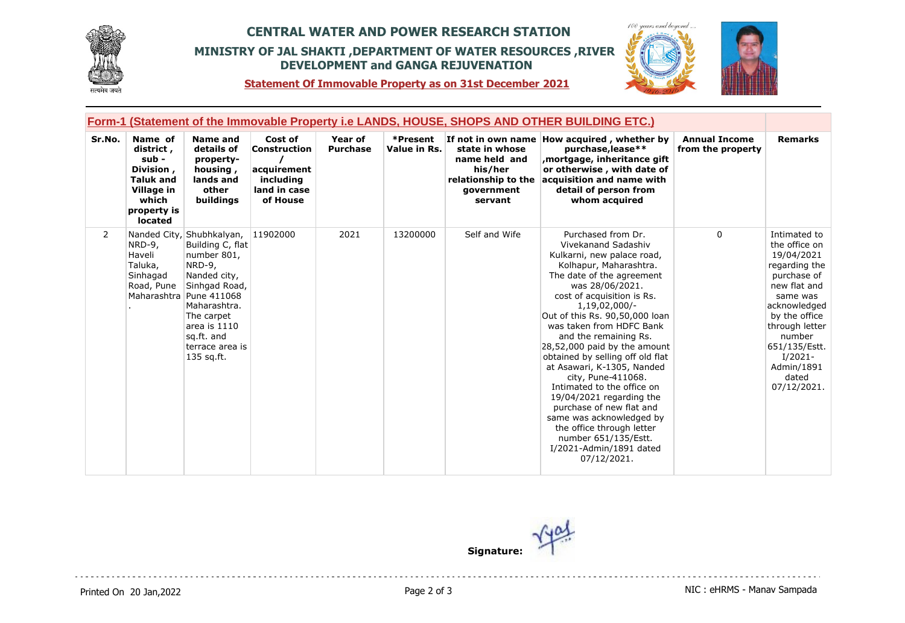# CENTRAL WATER AND POWER RESEARCH STATION

## MINISTRY OF JAL SHAKTI ,DEPARTMENT OF WATER RESOURCES ,RIVER DEVELOPMENT and GANGA REJUVENATION

**Statement Of Immovable Property as on 31st December 2021**

### Form-1 (Statement of the Immovable Property i.e LANDS, HOUSE, SHOPS AND OTHER BUILDING ETC.)

| Sr.No. | Name of district , sub - Division , Taluk and Village in which property is located | Name and details of property- housing , lands and other buildings | Cost of Construction / acquirement including land in case of House | Year of Purchase | *Present Value in Rs. | If not in own name state in whose name held and his/her relationship to the government servant | How acquired , whether by purchase,lease** ,mortgage, inheritance gift or otherwise , with date of acquisition and name with detail of person from whom acquired | Annual Income from the property | Remarks |
|---|---|---|---|---|---|---|---|---|---|
| 2 | Nanded City, NRD-9, Haveli Taluka, Sinhagad Road, Pune Maharashtra . | Shubhkalyan, Building C, flat number 801, NRD-9, Nanded city, Sinhgad Road, Pune 411068 Maharashtra. The carpet area is 1110 sq.ft. and terrace area is 135 sq.ft. | 11902000 | 2021 | 13200000 | Self and Wife | Purchased from Dr. Vivekanand Sadashiv Kulkarni, new palace road, Kolhapur, Maharashtra. The date of the agreement was 28/06/2021. cost of acquisition is Rs. 1,19,02,000/- Out of this Rs. 90,50,000 loan was taken from HDFC Bank and the remaining Rs. 28,52,000 paid by the amount obtained by selling off old flat at Asawari, K-1305, Nanded city, Pune-411068. Intimated to the office on 19/04/2021 regarding the purchase of new flat and same was acknowledged by the office through letter number 651/135/Estt. I/2021-Admin/1891 dated 07/12/2021. | 0 | Intimated to the office on 19/04/2021 regarding the purchase of new flat and same was acknowledged by the office through letter number 651/135/Estt. I/2021-Admin/1891 dated 07/12/2021. |

**Signature:**

Printed On 20 Jan,2022

NIC : eHRMS - Manav Sampada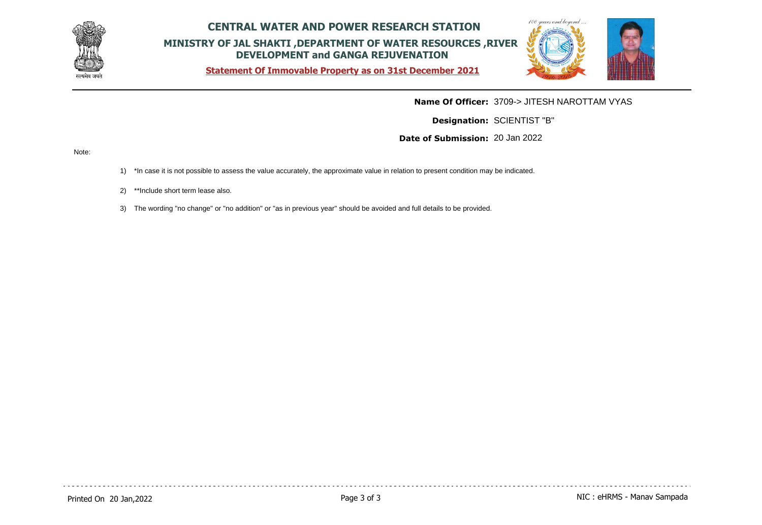# CENTRAL WATER AND POWER RESEARCH STATION

## MINISTRY OF JAL SHAKTI ,DEPARTMENT OF WATER RESOURCES ,RIVER DEVELOPMENT and GANGA REJUVENATION

**Statement Of Immovable Property as on 31st December 2021**

**Name Of Officer:** 3709-> JITESH NAROTTAM VYAS

**Designation:** SCIENTIST "B"

**Date of Submission:** 20 Jan 2022

Note:

1) *In case it is not possible to assess the value accurately, the approximate value in relation to present condition may be indicated.

2) **Include short term lease also.

3) The wording "no change" or "no addition" or "as in previous year" should be avoided and full details to be provided.

Printed On 20 Jan,2022

NIC : eHRMS - Manav Sampada